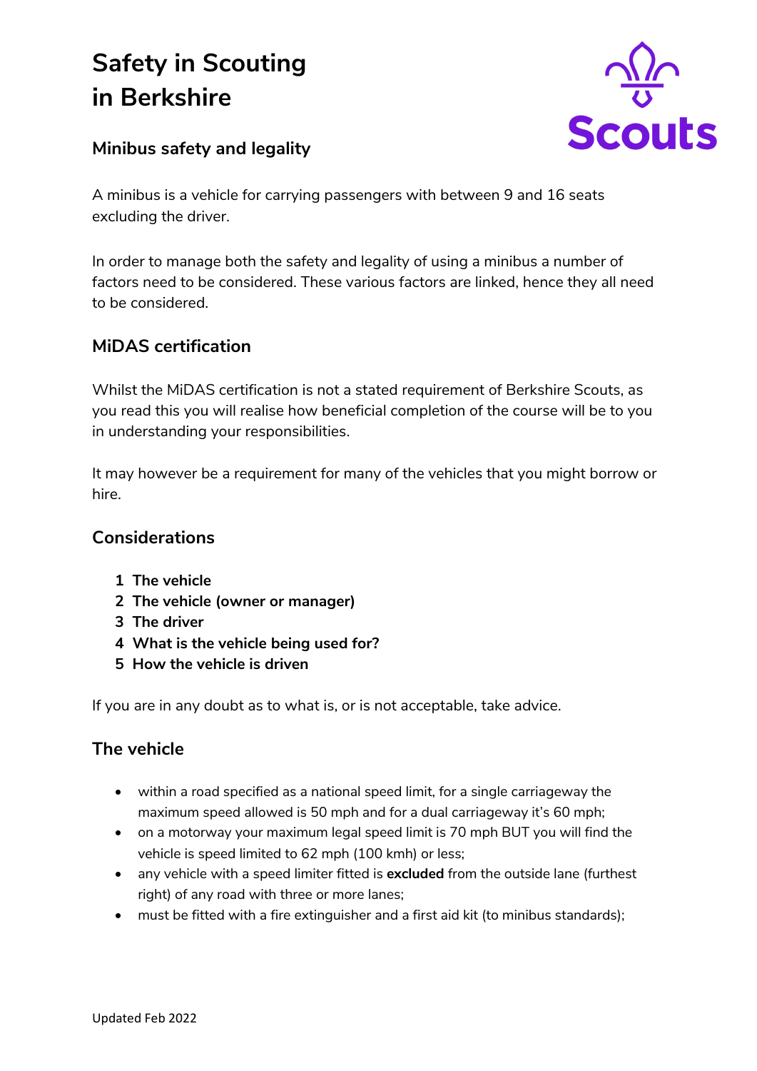# Safety in Scouting in Berkshire

## Minibus safety and legality

A minibus is a vehicle for carrying passengers with between 9 and 16 seats excluding the driver.

In order to manage both the safety and legality of using a minibus a number of factors need to be considered. These various factors are linked, hence they all need to be considered.

## MiDAS certification

Whilst the MiDAS certification is not a stated requirement of Berkshire Scouts, as you read this you will realise how beneficial completion of the course will be to you in understanding your responsibilities.

It may however be a requirement for many of the vehicles that you might borrow or hire.

## Considerations

1. **The vehicle**
2. **The vehicle (owner or manager)**
3. **The driver**
4. **What is the vehicle being used for?**
5. **How the vehicle is driven**

If you are in any doubt as to what is, or is not acceptable, take advice.

## The vehicle

- within a road specified as a national speed limit, for a single carriageway the maximum speed allowed is 50 mph and for a dual carriageway it's 60 mph;
- on a motorway your maximum legal speed limit is 70 mph BUT you will find the vehicle is speed limited to 62 mph (100 kmh) or less;
- any vehicle with a speed limiter fitted is **excluded** from the outside lane (furthest right) of any road with three or more lanes;
- must be fitted with a fire extinguisher and a first aid kit (to minibus standards);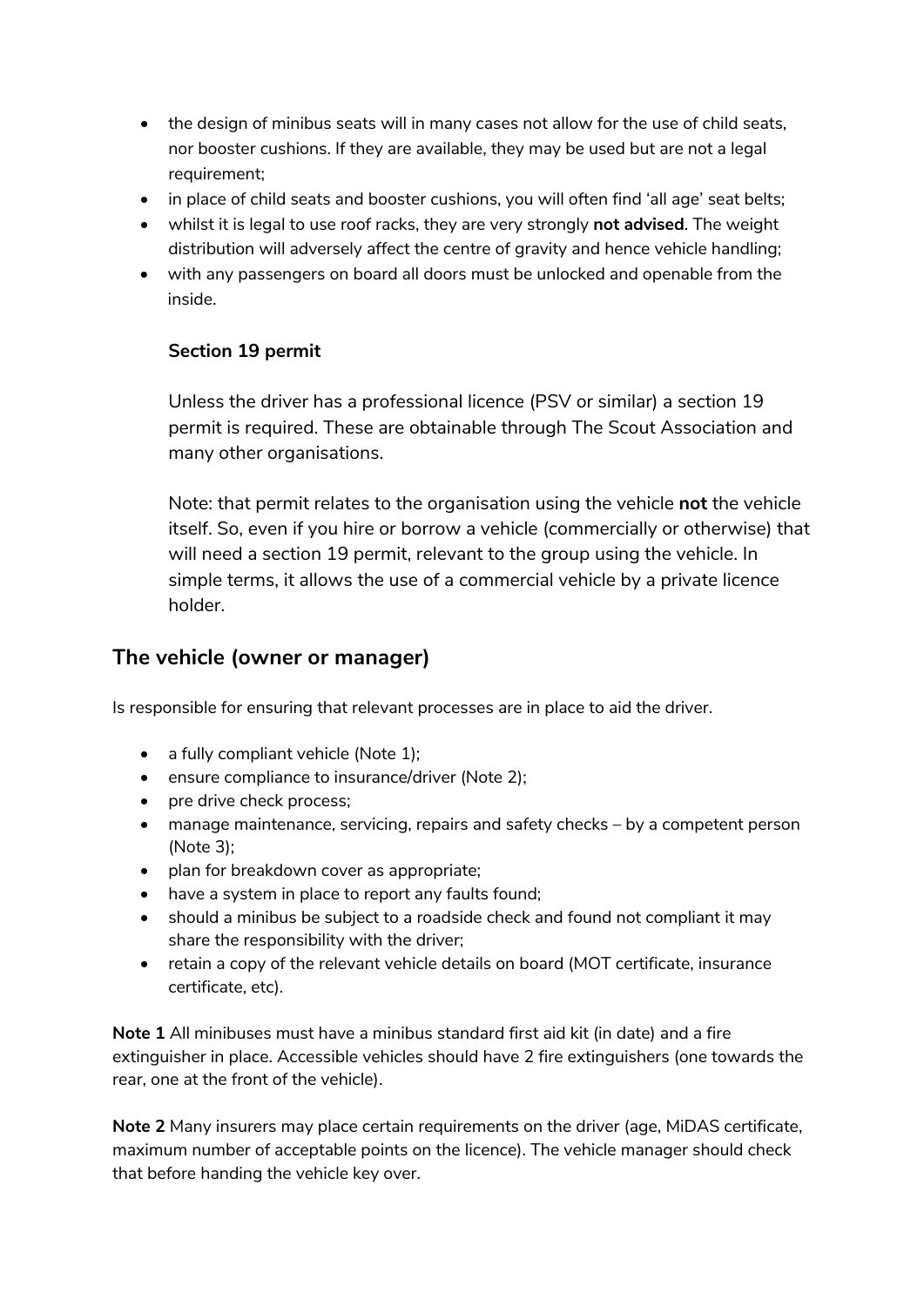- the design of minibus seats will in many cases not allow for the use of child seats, nor booster cushions. If they are available, they may be used but are not a legal requirement;
- in place of child seats and booster cushions, you will often find 'all age' seat belts;
- whilst it is legal to use roof racks, they are very strongly **not advised**. The weight distribution will adversely affect the centre of gravity and hence vehicle handling;
- with any passengers on board all doors must be unlocked and openable from the inside.

**Section 19 permit**

Unless the driver has a professional licence (PSV or similar) a section 19 permit is required. These are obtainable through The Scout Association and many other organisations.

Note: that permit relates to the organisation using the vehicle **not** the vehicle itself. So, even if you hire or borrow a vehicle (commercially or otherwise) that will need a section 19 permit, relevant to the group using the vehicle. In simple terms, it allows the use of a commercial vehicle by a private licence holder.

## The vehicle (owner or manager)

Is responsible for ensuring that relevant processes are in place to aid the driver.

- a fully compliant vehicle (Note 1);
- ensure compliance to insurance/driver (Note 2);
- pre drive check process;
- manage maintenance, servicing, repairs and safety checks – by a competent person (Note 3);
- plan for breakdown cover as appropriate;
- have a system in place to report any faults found;
- should a minibus be subject to a roadside check and found not compliant it may share the responsibility with the driver;
- retain a copy of the relevant vehicle details on board (MOT certificate, insurance certificate, etc).

**Note 1** All minibuses must have a minibus standard first aid kit (in date) and a fire extinguisher in place. Accessible vehicles should have 2 fire extinguishers (one towards the rear, one at the front of the vehicle).

**Note 2** Many insurers may place certain requirements on the driver (age, MiDAS certificate, maximum number of acceptable points on the licence). The vehicle manager should check that before handing the vehicle key over.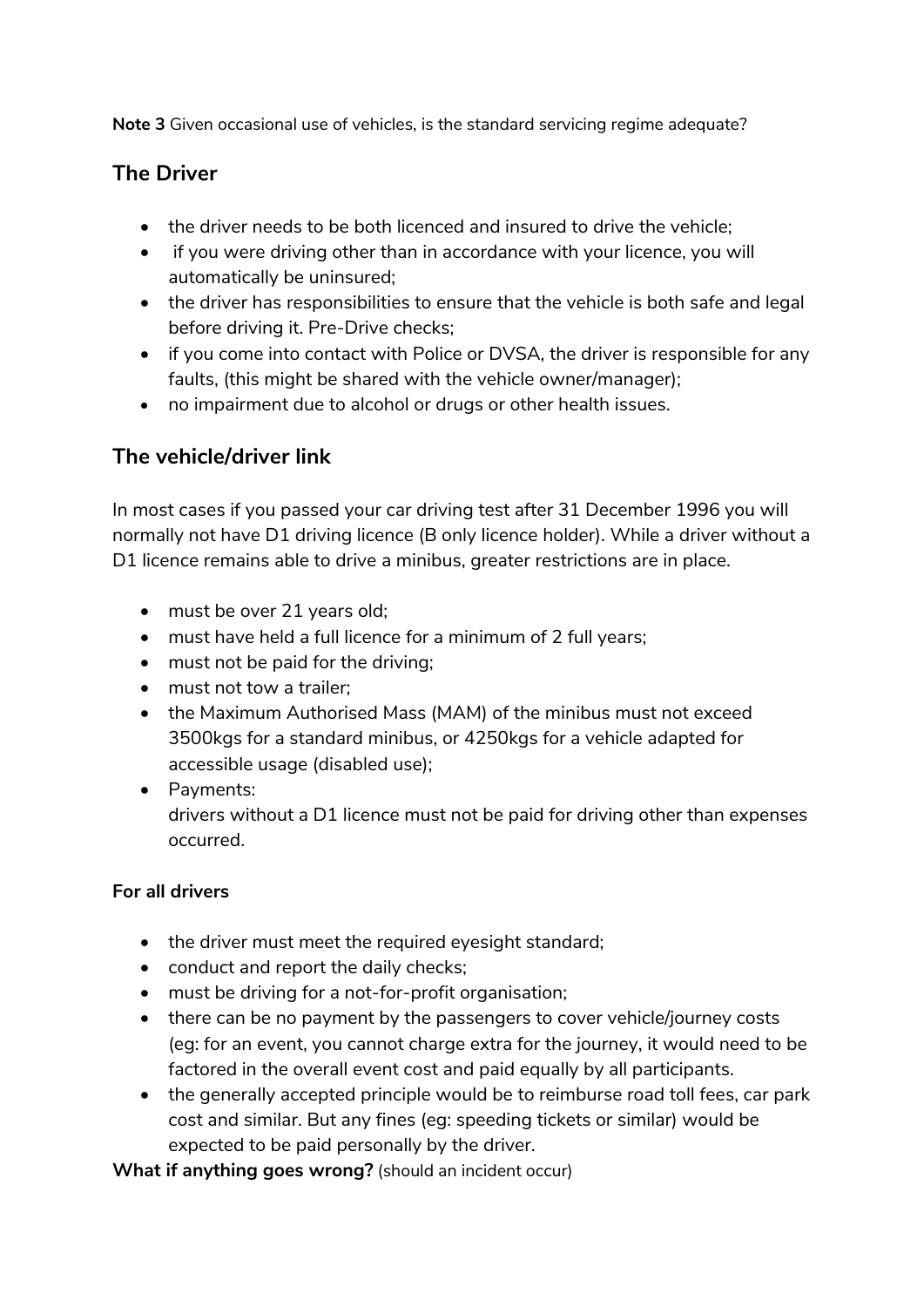**Note 3** Given occasional use of vehicles, is the standard servicing regime adequate?

## The Driver

- the driver needs to be both licenced and insured to drive the vehicle;
- if you were driving other than in accordance with your licence, you will automatically be uninsured;
- the driver has responsibilities to ensure that the vehicle is both safe and legal before driving it. Pre-Drive checks;
- if you come into contact with Police or DVSA, the driver is responsible for any faults, (this might be shared with the vehicle owner/manager);
- no impairment due to alcohol or drugs or other health issues.

## The vehicle/driver link

In most cases if you passed your car driving test after 31 December 1996 you will normally not have D1 driving licence (B only licence holder). While a driver without a D1 licence remains able to drive a minibus, greater restrictions are in place.

- must be over 21 years old;
- must have held a full licence for a minimum of 2 full years;
- must not be paid for the driving;
- must not tow a trailer;
- the Maximum Authorised Mass (MAM) of the minibus must not exceed 3500kgs for a standard minibus, or 4250kgs for a vehicle adapted for accessible usage (disabled use);
- Payments:
  drivers without a D1 licence must not be paid for driving other than expenses occurred.

**For all drivers**

- the driver must meet the required eyesight standard;
- conduct and report the daily checks;
- must be driving for a not-for-profit organisation;
- there can be no payment by the passengers to cover vehicle/journey costs (eg: for an event, you cannot charge extra for the journey, it would need to be factored in the overall event cost and paid equally by all participants.
- the generally accepted principle would be to reimburse road toll fees, car park cost and similar. But any fines (eg: speeding tickets or similar) would be expected to be paid personally by the driver.

**What if anything goes wrong?** (should an incident occur)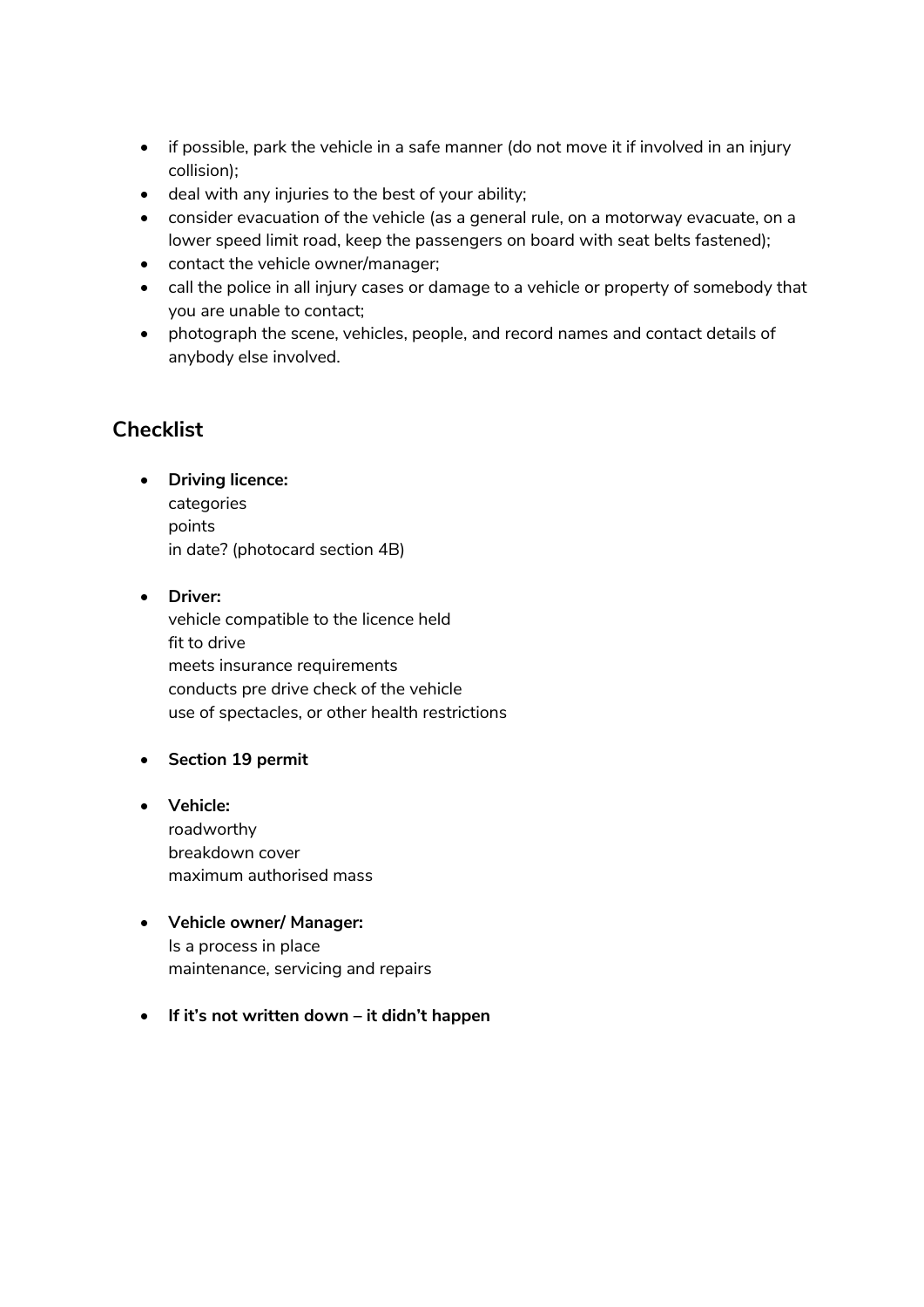- if possible, park the vehicle in a safe manner (do not move it if involved in an injury collision);
- deal with any injuries to the best of your ability;
- consider evacuation of the vehicle (as a general rule, on a motorway evacuate, on a lower speed limit road, keep the passengers on board with seat belts fastened);
- contact the vehicle owner/manager;
- call the police in all injury cases or damage to a vehicle or property of somebody that you are unable to contact;
- photograph the scene, vehicles, people, and record names and contact details of anybody else involved.

## Checklist

- **Driving licence:**
  categories
  points
  in date? (photocard section 4B)

- **Driver:**
  vehicle compatible to the licence held
  fit to drive
  meets insurance requirements
  conducts pre drive check of the vehicle
  use of spectacles, or other health restrictions

- **Section 19 permit**

- **Vehicle:**
  roadworthy
  breakdown cover
  maximum authorised mass

- **Vehicle owner/ Manager:**
  Is a process in place
  maintenance, servicing and repairs

- **If it's not written down – it didn't happen**